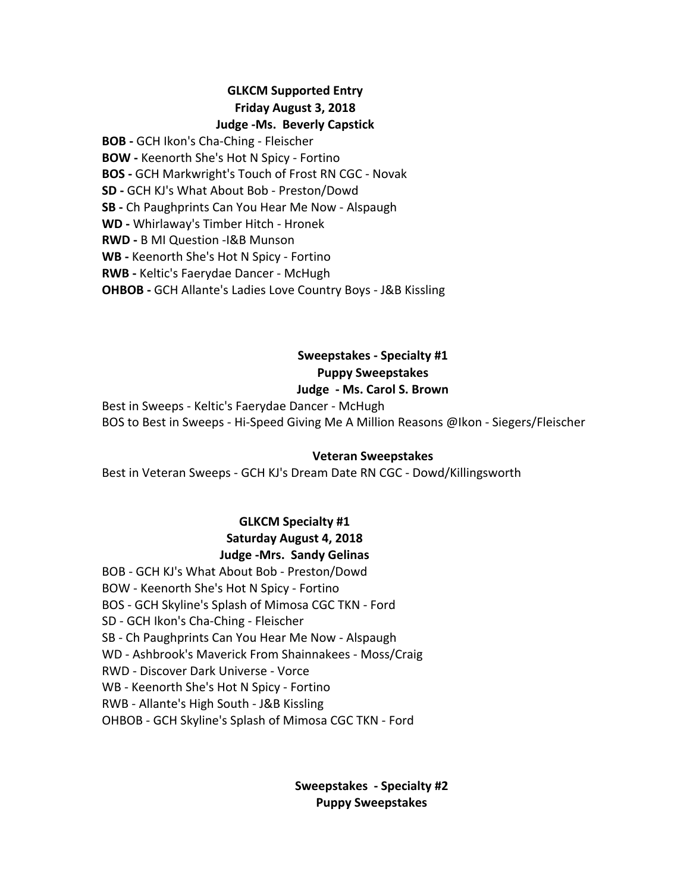## GLKCM Supported Entry
## Friday August 3, 2018
## Judge -Ms. Beverly Capstick

**BOB -** GCH Ikon's Cha-Ching - Fleischer
**BOW -** Keenorth She's Hot N Spicy - Fortino
**BOS -** GCH Markwright's Touch of Frost RN CGC - Novak
**SD -** GCH KJ's What About Bob - Preston/Dowd
**SB -** Ch Paughprints Can You Hear Me Now - Alspaugh
**WD -** Whirlaway's Timber Hitch - Hronek
**RWD -** B MI Question -I&B Munson
**WB -** Keenorth She's Hot N Spicy - Fortino
**RWB -** Keltic's Faerydae Dancer - McHugh
**OHBOB -** GCH Allante's Ladies Love Country Boys - J&B Kissling

## Sweepstakes - Specialty #1
### Puppy Sweepstakes
### Judge - Ms. Carol S. Brown

Best in Sweeps - Keltic's Faerydae Dancer - McHugh
BOS to Best in Sweeps - Hi-Speed Giving Me A Million Reasons @Ikon - Siegers/Fleischer

### Veteran Sweepstakes

Best in Veteran Sweeps - GCH KJ's Dream Date RN CGC - Dowd/Killingsworth

## GLKCM Specialty #1
## Saturday August 4, 2018
## Judge -Mrs. Sandy Gelinas

BOB - GCH KJ's What About Bob - Preston/Dowd
BOW - Keenorth She's Hot N Spicy - Fortino
BOS - GCH Skyline's Splash of Mimosa CGC TKN - Ford
SD - GCH Ikon's Cha-Ching - Fleischer
SB - Ch Paughprints Can You Hear Me Now - Alspaugh
WD - Ashbrook's Maverick From Shainnakees - Moss/Craig
RWD - Discover Dark Universe - Vorce
WB - Keenorth She's Hot N Spicy - Fortino
RWB - Allante's High South - J&B Kissling
OHBOB - GCH Skyline's Splash of Mimosa CGC TKN - Ford

## Sweepstakes - Specialty #2
### Puppy Sweepstakes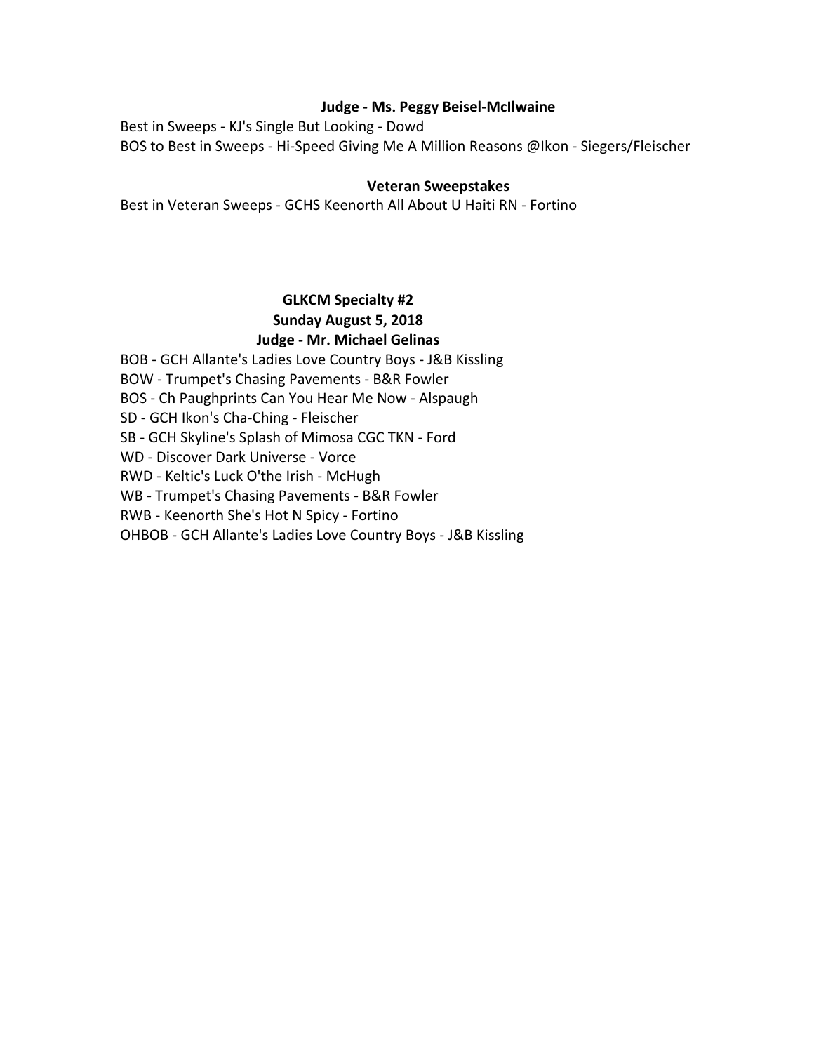**Judge - Ms. Peggy Beisel-McIlwaine**

Best in Sweeps - KJ's Single But Looking - Dowd
BOS to Best in Sweeps - Hi-Speed Giving Me A Million Reasons @Ikon - Siegers/Fleischer

**Veteran Sweepstakes**

Best in Veteran Sweeps - GCHS Keenorth All About U Haiti RN - Fortino

**GLKCM Specialty #2**
**Sunday August 5, 2018**
**Judge - Mr. Michael Gelinas**

BOB - GCH Allante's Ladies Love Country Boys - J&B Kissling
BOW - Trumpet's Chasing Pavements - B&R Fowler
BOS - Ch Paughprints Can You Hear Me Now - Alspaugh
SD - GCH Ikon's Cha-Ching - Fleischer
SB - GCH Skyline's Splash of Mimosa CGC TKN - Ford
WD - Discover Dark Universe - Vorce
RWD - Keltic's Luck O'the Irish - McHugh
WB - Trumpet's Chasing Pavements - B&R Fowler
RWB - Keenorth She's Hot N Spicy - Fortino
OHBOB - GCH Allante's Ladies Love Country Boys - J&B Kissling